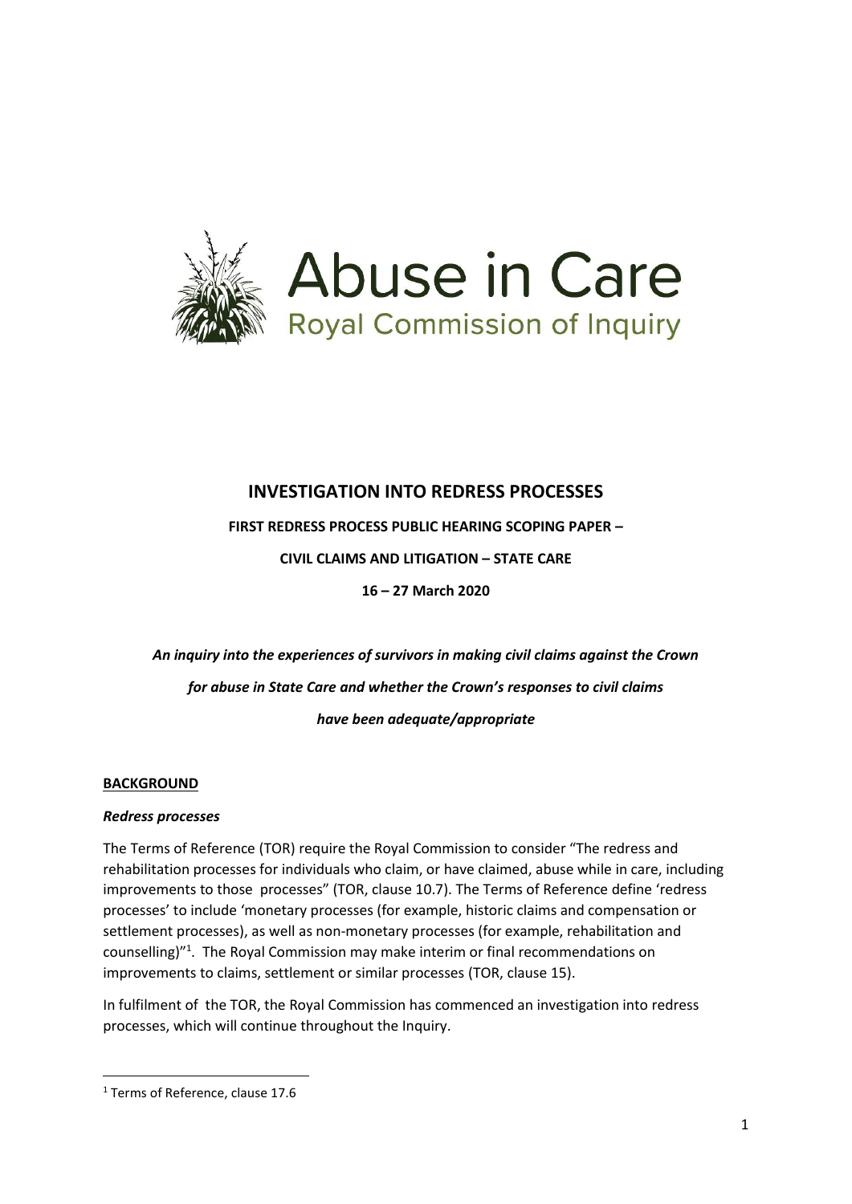Abuse in Care

Royal Commission of Inquiry

# INVESTIGATION INTO REDRESS PROCESSES

**FIRST REDRESS PROCESS PUBLIC HEARING SCOPING PAPER –**

**CIVIL CLAIMS AND LITIGATION – STATE CARE**

**16 – 27 March 2020**

***An inquiry into the experiences of survivors in making civil claims against the Crown for abuse in State Care and whether the Crown's responses to civil claims have been adequate/appropriate***

## BACKGROUND

### *Redress processes*

The Terms of Reference (TOR) require the Royal Commission to consider "The redress and rehabilitation processes for individuals who claim, or have claimed, abuse while in care, including improvements to those processes" (TOR, clause 10.7). The Terms of Reference define 'redress processes' to include 'monetary processes (for example, historic claims and compensation or settlement processes), as well as non-monetary processes (for example, rehabilitation and counselling)"[1]. The Royal Commission may make interim or final recommendations on improvements to claims, settlement or similar processes (TOR, clause 15).

In fulfilment of the TOR, the Royal Commission has commenced an investigation into redress processes, which will continue throughout the Inquiry.

[1] Terms of Reference, clause 17.6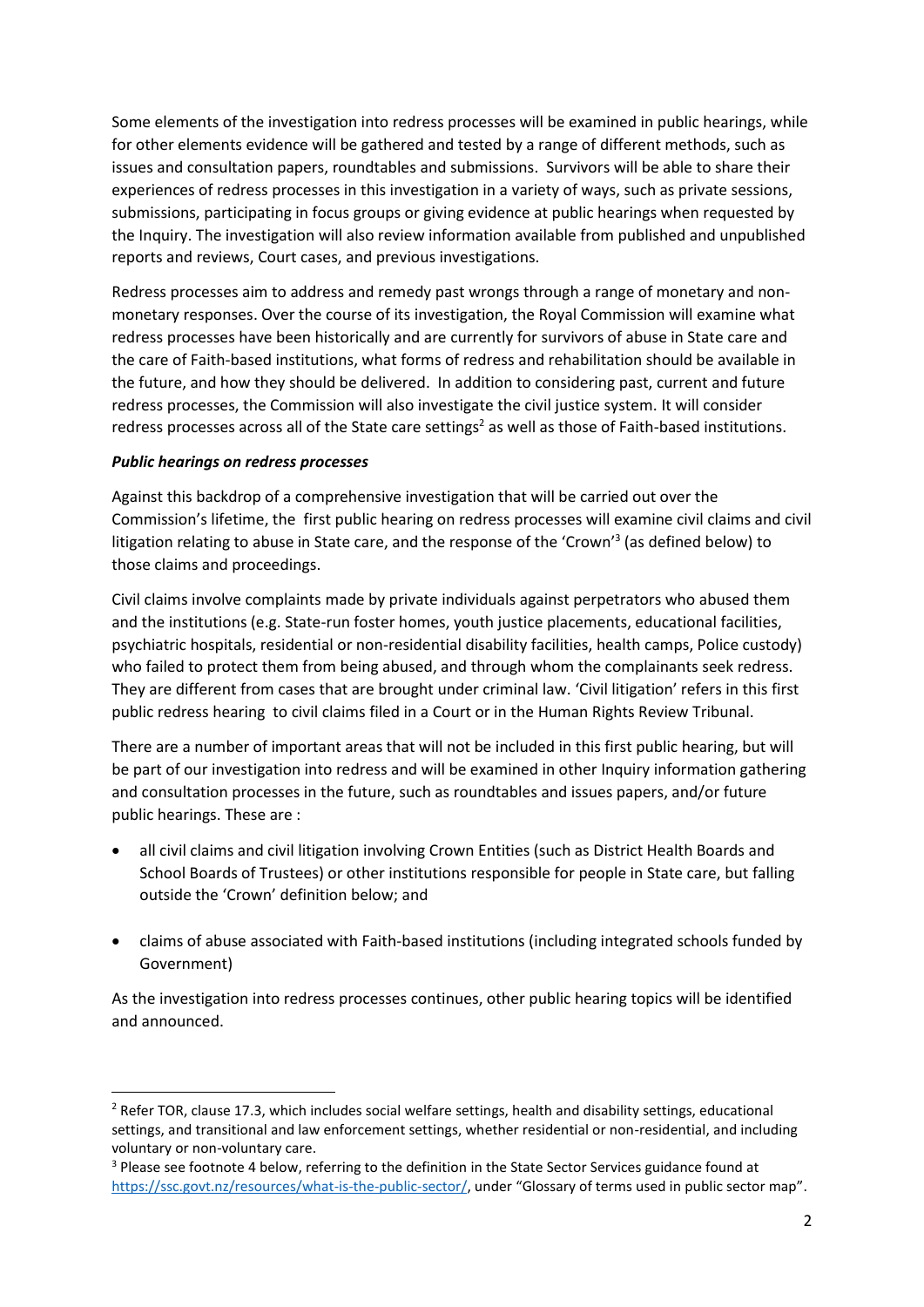Some elements of the investigation into redress processes will be examined in public hearings, while for other elements evidence will be gathered and tested by a range of different methods, such as issues and consultation papers, roundtables and submissions. Survivors will be able to share their experiences of redress processes in this investigation in a variety of ways, such as private sessions, submissions, participating in focus groups or giving evidence at public hearings when requested by the Inquiry. The investigation will also review information available from published and unpublished reports and reviews, Court cases, and previous investigations.

Redress processes aim to address and remedy past wrongs through a range of monetary and non-monetary responses. Over the course of its investigation, the Royal Commission will examine what redress processes have been historically and are currently for survivors of abuse in State care and the care of Faith-based institutions, what forms of redress and rehabilitation should be available in the future, and how they should be delivered. In addition to considering past, current and future redress processes, the Commission will also investigate the civil justice system. It will consider redress processes across all of the State care settings[2] as well as those of Faith-based institutions.

***Public hearings on redress processes***

Against this backdrop of a comprehensive investigation that will be carried out over the Commission's lifetime, the first public hearing on redress processes will examine civil claims and civil litigation relating to abuse in State care, and the response of the 'Crown'[3] (as defined below) to those claims and proceedings.

Civil claims involve complaints made by private individuals against perpetrators who abused them and the institutions (e.g. State-run foster homes, youth justice placements, educational facilities, psychiatric hospitals, residential or non-residential disability facilities, health camps, Police custody) who failed to protect them from being abused, and through whom the complainants seek redress. They are different from cases that are brought under criminal law. 'Civil litigation' refers in this first public redress hearing to civil claims filed in a Court or in the Human Rights Review Tribunal.

There are a number of important areas that will not be included in this first public hearing, but will be part of our investigation into redress and will be examined in other Inquiry information gathering and consultation processes in the future, such as roundtables and issues papers, and/or future public hearings. These are :

- all civil claims and civil litigation involving Crown Entities (such as District Health Boards and School Boards of Trustees) or other institutions responsible for people in State care, but falling outside the 'Crown' definition below; and

- claims of abuse associated with Faith-based institutions (including integrated schools funded by Government)

As the investigation into redress processes continues, other public hearing topics will be identified and announced.

---

[2] Refer TOR, clause 17.3, which includes social welfare settings, health and disability settings, educational settings, and transitional and law enforcement settings, whether residential or non-residential, and including voluntary or non-voluntary care.

[3] Please see footnote 4 below, referring to the definition in the State Sector Services guidance found at https://ssc.govt.nz/resources/what-is-the-public-sector/, under "Glossary of terms used in public sector map".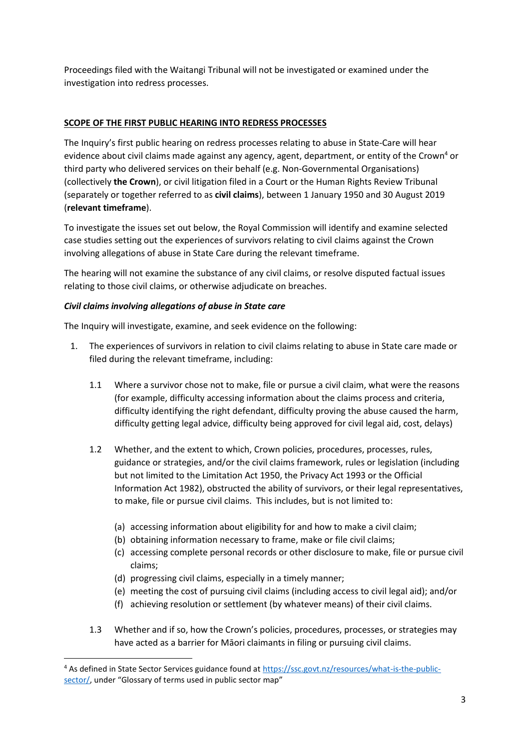Proceedings filed with the Waitangi Tribunal will not be investigated or examined under the investigation into redress processes.

## SCOPE OF THE FIRST PUBLIC HEARING INTO REDRESS PROCESSES

The Inquiry's first public hearing on redress processes relating to abuse in State-Care will hear evidence about civil claims made against any agency, agent, department, or entity of the Crown[4] or third party who delivered services on their behalf (e.g. Non-Governmental Organisations) (collectively **the Crown**), or civil litigation filed in a Court or the Human Rights Review Tribunal (separately or together referred to as **civil claims**), between 1 January 1950 and 30 August 2019 (**relevant timeframe**).

To investigate the issues set out below, the Royal Commission will identify and examine selected case studies setting out the experiences of survivors relating to civil claims against the Crown involving allegations of abuse in State Care during the relevant timeframe.

The hearing will not examine the substance of any civil claims, or resolve disputed factual issues relating to those civil claims, or otherwise adjudicate on breaches.

### *Civil claims involving allegations of abuse in State care*

The Inquiry will investigate, examine, and seek evidence on the following:

1. The experiences of survivors in relation to civil claims relating to abuse in State care made or filed during the relevant timeframe, including:

   1.1 Where a survivor chose not to make, file or pursue a civil claim, what were the reasons (for example, difficulty accessing information about the claims process and criteria, difficulty identifying the right defendant, difficulty proving the abuse caused the harm, difficulty getting legal advice, difficulty being approved for civil legal aid, cost, delays)

   1.2 Whether, and the extent to which, Crown policies, procedures, processes, rules, guidance or strategies, and/or the civil claims framework, rules or legislation (including but not limited to the Limitation Act 1950, the Privacy Act 1993 or the Official Information Act 1982), obstructed the ability of survivors, or their legal representatives, to make, file or pursue civil claims. This includes, but is not limited to:

   (a) accessing information about eligibility for and how to make a civil claim;
   (b) obtaining information necessary to frame, make or file civil claims;
   (c) accessing complete personal records or other disclosure to make, file or pursue civil claims;
   (d) progressing civil claims, especially in a timely manner;
   (e) meeting the cost of pursuing civil claims (including access to civil legal aid); and/or
   (f) achieving resolution or settlement (by whatever means) of their civil claims.

   1.3 Whether and if so, how the Crown's policies, procedures, processes, or strategies may have acted as a barrier for Māori claimants in filing or pursuing civil claims.

---

[4] As defined in State Sector Services guidance found at https://ssc.govt.nz/resources/what-is-the-public-sector/, under "Glossary of terms used in public sector map"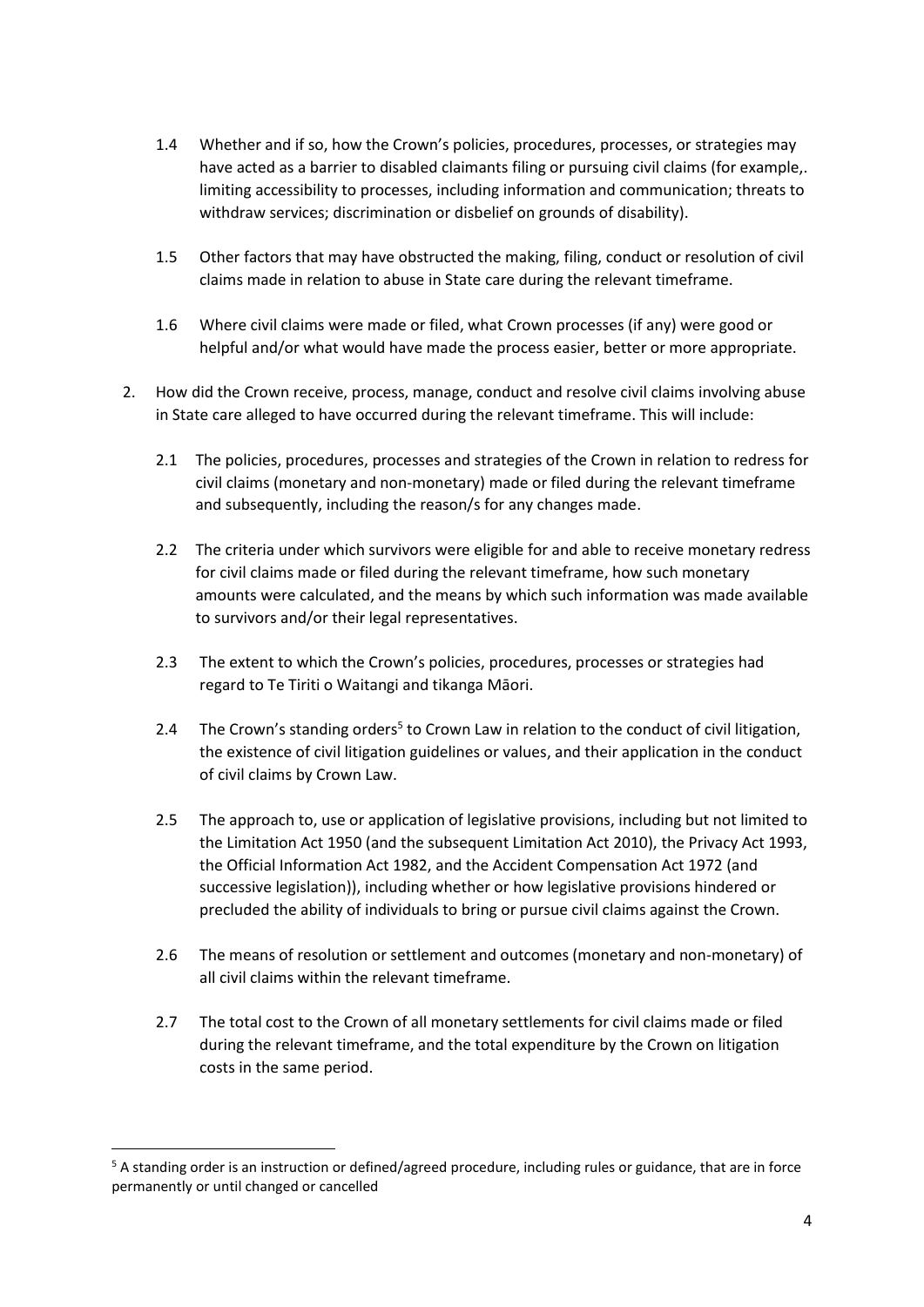1.4 Whether and if so, how the Crown's policies, procedures, processes, or strategies may have acted as a barrier to disabled claimants filing or pursuing civil claims (for example,. limiting accessibility to processes, including information and communication; threats to withdraw services; discrimination or disbelief on grounds of disability).

1.5 Other factors that may have obstructed the making, filing, conduct or resolution of civil claims made in relation to abuse in State care during the relevant timeframe.

1.6 Where civil claims were made or filed, what Crown processes (if any) were good or helpful and/or what would have made the process easier, better or more appropriate.

2. How did the Crown receive, process, manage, conduct and resolve civil claims involving abuse in State care alleged to have occurred during the relevant timeframe. This will include:

   2.1 The policies, procedures, processes and strategies of the Crown in relation to redress for civil claims (monetary and non-monetary) made or filed during the relevant timeframe and subsequently, including the reason/s for any changes made.

   2.2 The criteria under which survivors were eligible for and able to receive monetary redress for civil claims made or filed during the relevant timeframe, how such monetary amounts were calculated, and the means by which such information was made available to survivors and/or their legal representatives.

   2.3 The extent to which the Crown's policies, procedures, processes or strategies had regard to Te Tiriti o Waitangi and tikanga Māori.

   2.4 The Crown's standing orders[5] to Crown Law in relation to the conduct of civil litigation, the existence of civil litigation guidelines or values, and their application in the conduct of civil claims by Crown Law.

   2.5 The approach to, use or application of legislative provisions, including but not limited to the Limitation Act 1950 (and the subsequent Limitation Act 2010), the Privacy Act 1993, the Official Information Act 1982, and the Accident Compensation Act 1972 (and successive legislation)), including whether or how legislative provisions hindered or precluded the ability of individuals to bring or pursue civil claims against the Crown.

   2.6 The means of resolution or settlement and outcomes (monetary and non-monetary) of all civil claims within the relevant timeframe.

   2.7 The total cost to the Crown of all monetary settlements for civil claims made or filed during the relevant timeframe, and the total expenditure by the Crown on litigation costs in the same period.

---

[5] A standing order is an instruction or defined/agreed procedure, including rules or guidance, that are in force permanently or until changed or cancelled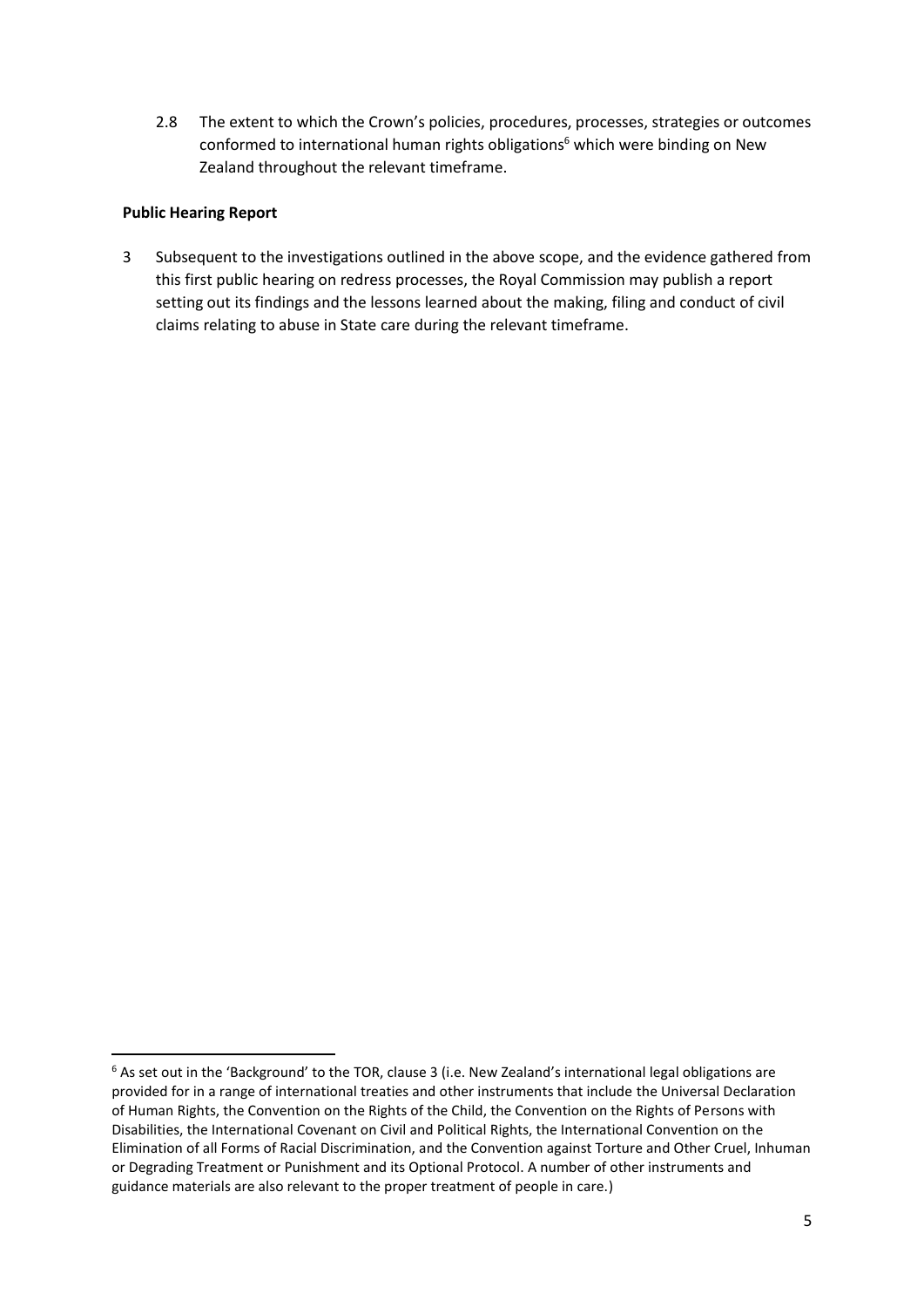2.8 The extent to which the Crown's policies, procedures, processes, strategies or outcomes conformed to international human rights obligations[6] which were binding on New Zealand throughout the relevant timeframe.

**Public Hearing Report**

3 Subsequent to the investigations outlined in the above scope, and the evidence gathered from this first public hearing on redress processes, the Royal Commission may publish a report setting out its findings and the lessons learned about the making, filing and conduct of civil claims relating to abuse in State care during the relevant timeframe.

---

[6] As set out in the 'Background' to the TOR, clause 3 (i.e. New Zealand's international legal obligations are provided for in a range of international treaties and other instruments that include the Universal Declaration of Human Rights, the Convention on the Rights of the Child, the Convention on the Rights of Persons with Disabilities, the International Covenant on Civil and Political Rights, the International Convention on the Elimination of all Forms of Racial Discrimination, and the Convention against Torture and Other Cruel, Inhuman or Degrading Treatment or Punishment and its Optional Protocol. A number of other instruments and guidance materials are also relevant to the proper treatment of people in care.)